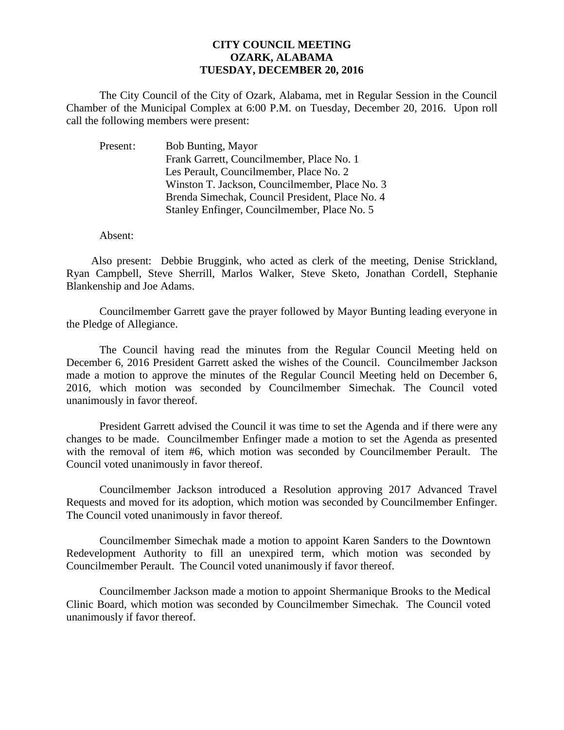**CITY COUNCIL MEETING**
**OZARK, ALABAMA**
**TUESDAY, DECEMBER 20, 2016**

The City Council of the City of Ozark, Alabama, met in Regular Session in the Council Chamber of the Municipal Complex at 6:00 P.M. on Tuesday, December 20, 2016. Upon roll call the following members were present:

Present: Bob Bunting, Mayor
Frank Garrett, Councilmember, Place No. 1
Les Perault, Councilmember, Place No. 2
Winston T. Jackson, Councilmember, Place No. 3
Brenda Simechak, Council President, Place No. 4
Stanley Enfinger, Councilmember, Place No. 5

Absent:

Also present: Debbie Bruggink, who acted as clerk of the meeting, Denise Strickland, Ryan Campbell, Steve Sherrill, Marlos Walker, Steve Sketo, Jonathan Cordell, Stephanie Blankenship and Joe Adams.

Councilmember Garrett gave the prayer followed by Mayor Bunting leading everyone in the Pledge of Allegiance.

The Council having read the minutes from the Regular Council Meeting held on December 6, 2016 President Garrett asked the wishes of the Council. Councilmember Jackson made a motion to approve the minutes of the Regular Council Meeting held on December 6, 2016, which motion was seconded by Councilmember Simechak. The Council voted unanimously in favor thereof.

President Garrett advised the Council it was time to set the Agenda and if there were any changes to be made. Councilmember Enfinger made a motion to set the Agenda as presented with the removal of item #6, which motion was seconded by Councilmember Perault. The Council voted unanimously in favor thereof.

Councilmember Jackson introduced a Resolution approving 2017 Advanced Travel Requests and moved for its adoption, which motion was seconded by Councilmember Enfinger. The Council voted unanimously in favor thereof.

Councilmember Simechak made a motion to appoint Karen Sanders to the Downtown Redevelopment Authority to fill an unexpired term, which motion was seconded by Councilmember Perault. The Council voted unanimously if favor thereof.

Councilmember Jackson made a motion to appoint Shermanique Brooks to the Medical Clinic Board, which motion was seconded by Councilmember Simechak. The Council voted unanimously if favor thereof.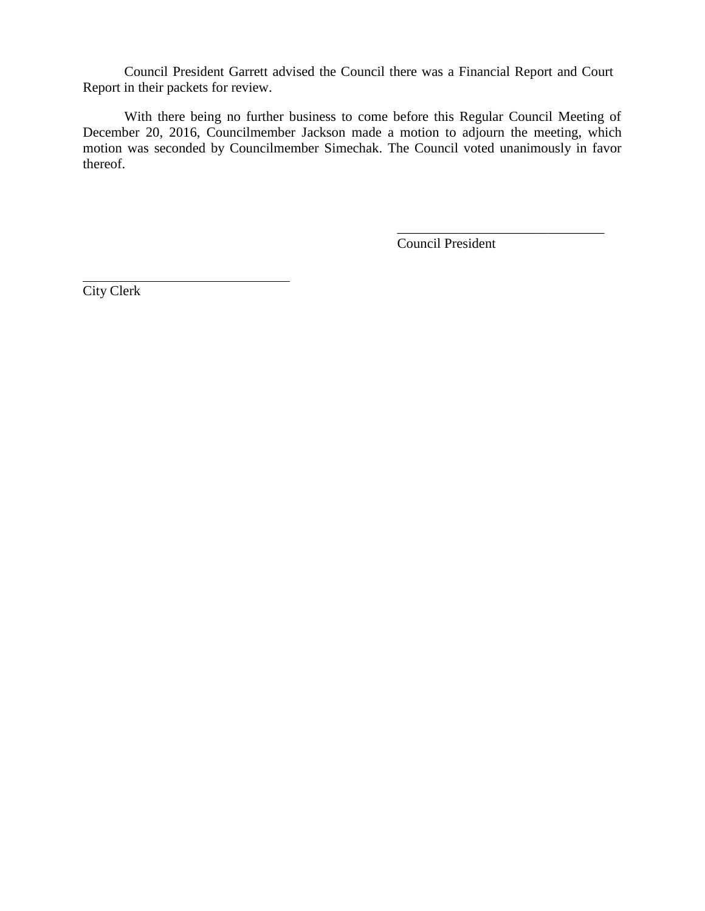Council President Garrett advised the Council there was a Financial Report and Court Report in their packets for review.

With there being no further business to come before this Regular Council Meeting of December 20, 2016, Councilmember Jackson made a motion to adjourn the meeting, which motion was seconded by Councilmember Simechak. The Council voted unanimously in favor thereof.

\_\_\_\_\_\_\_\_\_\_\_\_\_\_\_\_\_\_\_\_\_\_\_\_\_\_\_\_\_\_\_
Council President

\_\_\_\_\_\_\_\_\_\_\_\_\_\_\_\_\_\_\_\_\_\_\_\_\_\_\_\_\_\_\_
City Clerk